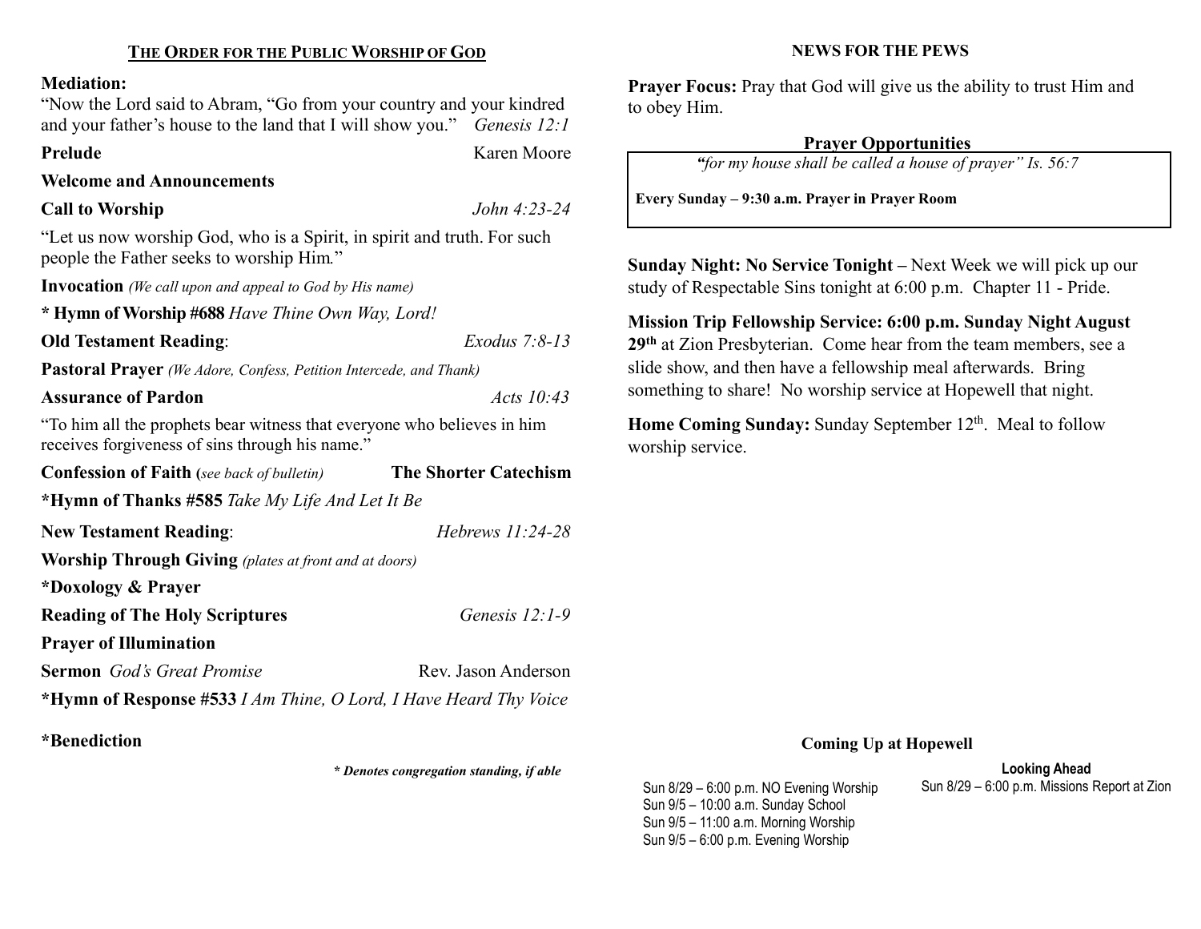## THE ORDER FOR THE PUBLIC WORSHIP OF GOD

**Mediation:**
"Now the Lord said to Abram, "Go from your country and your kindred and your father's house to the land that I will show you." *Genesis 12:1*

**Prelude** Karen Moore

**Welcome and Announcements**

**Call to Worship** *John 4:23-24*

"Let us now worship God, who is a Spirit, in spirit and truth. For such people the Father seeks to worship Him."

**Invocation** *(We call upon and appeal to God by His name)*

**\* Hymn of Worship #688** *Have Thine Own Way, Lord!*

**Old Testament Reading**: *Exodus 7:8-13*

**Pastoral Prayer** *(We Adore, Confess, Petition Intercede, and Thank)*

**Assurance of Pardon** *Acts 10:43*

"To him all the prophets bear witness that everyone who believes in him receives forgiveness of sins through his name."

**Confession of Faith (***see back of bulletin)* **The Shorter Catechism**

**\*Hymn of Thanks #585** *Take My Life And Let It Be*

**New Testament Reading**: *Hebrews 11:24-28*

**Worship Through Giving** *(plates at front and at doors)*

**\*Doxology & Prayer**

**Reading of The Holy Scriptures** *Genesis 12:1-9*

**Prayer of Illumination**

**Sermon** *God's Great Promise* Rev. Jason Anderson

**\*Hymn of Response #533** *I Am Thine, O Lord, I Have Heard Thy Voice*

**\*Benediction**

***\* Denotes congregation standing, if able***

## NEWS FOR THE PEWS

**Prayer Focus:** Pray that God will give us the ability to trust Him and to obey Him.

**Prayer Opportunities**

*"for my house shall be called a house of prayer" Is. 56:7*

**Every Sunday – 9:30 a.m. Prayer in Prayer Room**

**Sunday Night: No Service Tonight –** Next Week we will pick up our study of Respectable Sins tonight at 6:00 p.m. Chapter 11 - Pride.

**Mission Trip Fellowship Service: 6:00 p.m. Sunday Night August 29th** at Zion Presbyterian. Come hear from the team members, see a slide show, and then have a fellowship meal afterwards. Bring something to share! No worship service at Hopewell that night.

**Home Coming Sunday:** Sunday September 12th. Meal to follow worship service.

**Coming Up at Hopewell**

Sun 8/29 – 6:00 p.m. NO Evening Worship
Sun 9/5 – 10:00 a.m. Sunday School
Sun 9/5 – 11:00 a.m. Morning Worship
Sun 9/5 – 6:00 p.m. Evening Worship

**Looking Ahead**

Sun 8/29 – 6:00 p.m. Missions Report at Zion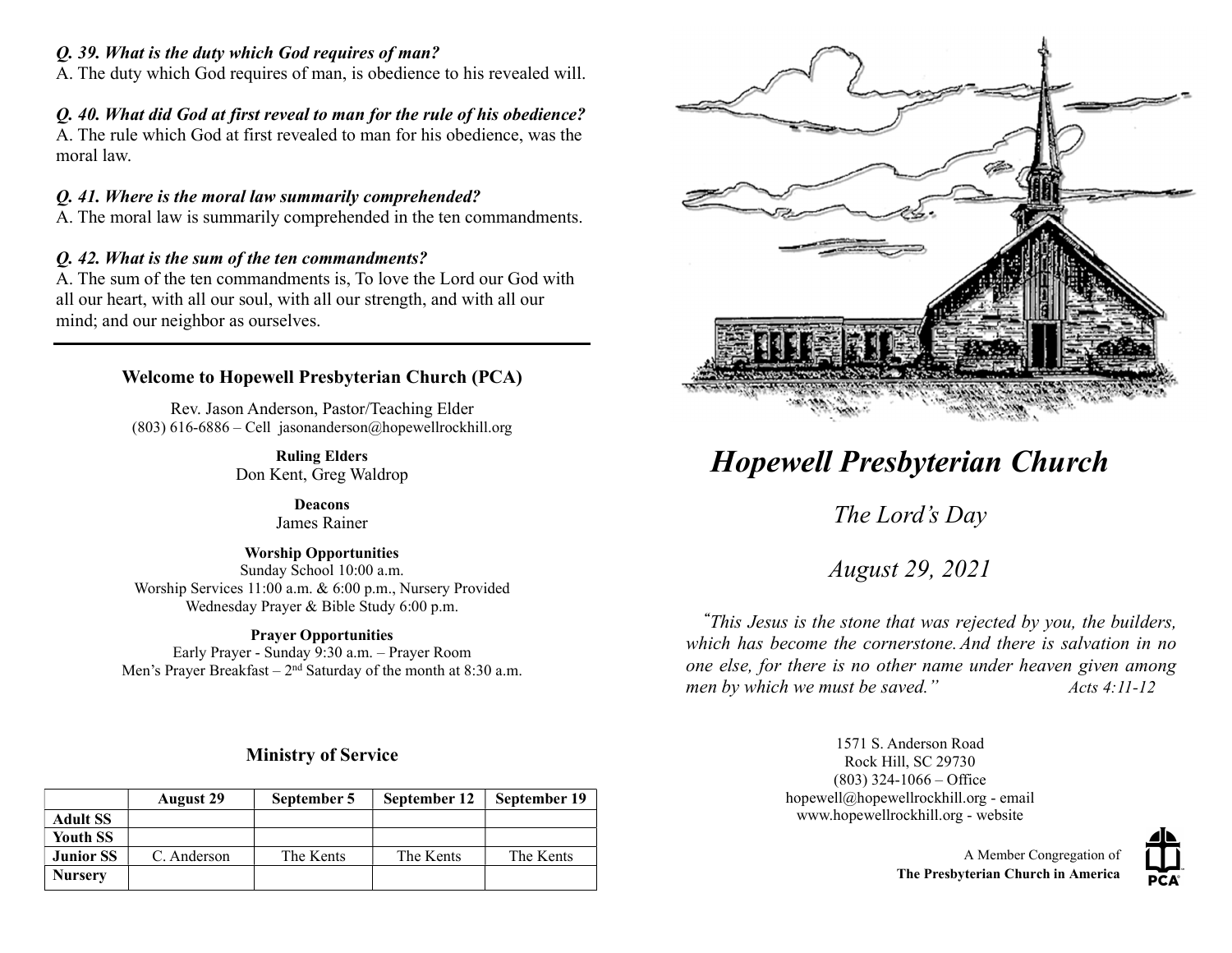***Q. 39. What is the duty which God requires of man?***

A. The duty which God requires of man, is obedience to his revealed will.

***Q. 40. What did God at first reveal to man for the rule of his obedience?***

A. The rule which God at first revealed to man for his obedience, was the moral law.

***Q. 41. Where is the moral law summarily comprehended?***

A. The moral law is summarily comprehended in the ten commandments.

***Q. 42. What is the sum of the ten commandments?***

A. The sum of the ten commandments is, To love the Lord our God with all our heart, with all our soul, with all our strength, and with all our mind; and our neighbor as ourselves.

---

### Welcome to Hopewell Presbyterian Church (PCA)

Rev. Jason Anderson, Pastor/Teaching Elder
(803) 616-6886 – Cell jasonanderson@hopewellrockhill.org

**Ruling Elders**
Don Kent, Greg Waldrop

**Deacons**
James Rainer

**Worship Opportunities**
Sunday School 10:00 a.m.
Worship Services 11:00 a.m. & 6:00 p.m., Nursery Provided
Wednesday Prayer & Bible Study 6:00 p.m.

**Prayer Opportunities**
Early Prayer - Sunday 9:30 a.m. – Prayer Room
Men's Prayer Breakfast – 2nd Saturday of the month at 8:30 a.m.

### Ministry of Service

| | August 29 | September 5 | September 12 | September 19 |
|---|---|---|---|---|
| **Adult SS** | | | | |
| **Youth SS** | | | | |
| **Junior SS** | C. Anderson | The Kents | The Kents | The Kents |
| **Nursery** | | | | |

# *Hopewell Presbyterian Church*

*The Lord's Day*

*August 29, 2021*

*"This Jesus is the stone that was rejected by you, the builders, which has become the cornerstone. And there is salvation in no one else, for there is no other name under heaven given among men by which we must be saved."* *Acts 4:11-12*

1571 S. Anderson Road
Rock Hill, SC 29730
(803) 324-1066 – Office
hopewell@hopewellrockhill.org - email
www.hopewellrockhill.org - website

A Member Congregation of
**The Presbyterian Church in America**